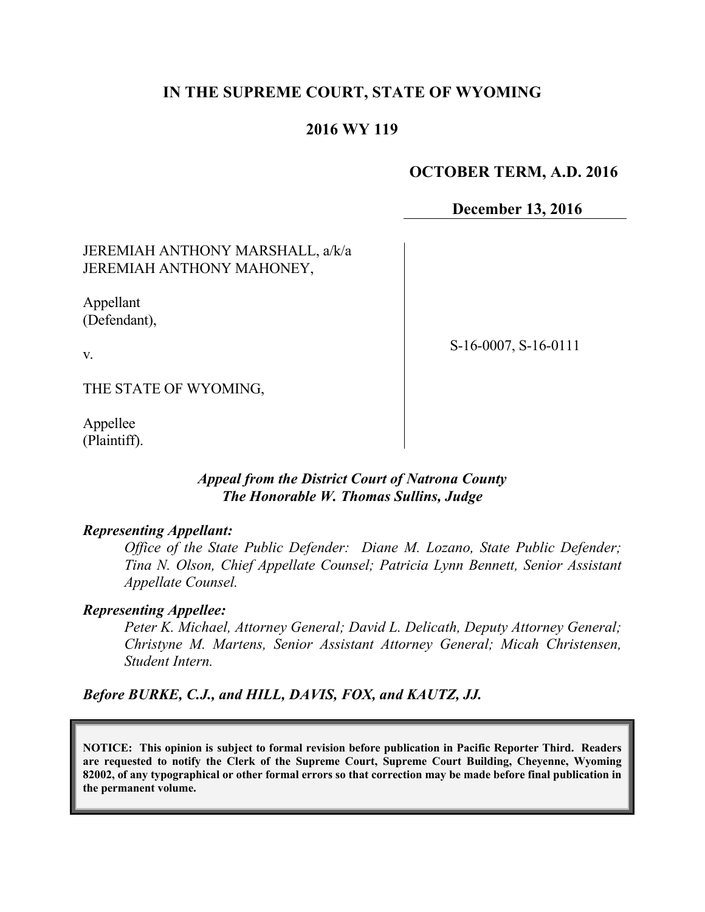**IN THE SUPREME COURT, STATE OF WYOMING**

**2016 WY 119**

**OCTOBER TERM, A.D. 2016**

**December 13, 2016**

JEREMIAH ANTHONY MARSHALL, a/k/a JEREMIAH ANTHONY MAHONEY,

Appellant (Defendant),

v.

THE STATE OF WYOMING,

Appellee (Plaintiff).

S-16-0007, S-16-0111

***Appeal from the District Court of Natrona County***
***The Honorable W. Thomas Sullins, Judge***

***Representing Appellant:***

*Office of the State Public Defender: Diane M. Lozano, State Public Defender; Tina N. Olson, Chief Appellate Counsel; Patricia Lynn Bennett, Senior Assistant Appellate Counsel.*

***Representing Appellee:***

*Peter K. Michael, Attorney General; David L. Delicath, Deputy Attorney General; Christyne M. Martens, Senior Assistant Attorney General; Micah Christensen, Student Intern.*

***Before BURKE, C.J., and HILL, DAVIS, FOX, and KAUTZ, JJ.***

**NOTICE: This opinion is subject to formal revision before publication in Pacific Reporter Third. Readers are requested to notify the Clerk of the Supreme Court, Supreme Court Building, Cheyenne, Wyoming 82002, of any typographical or other formal errors so that correction may be made before final publication in the permanent volume.**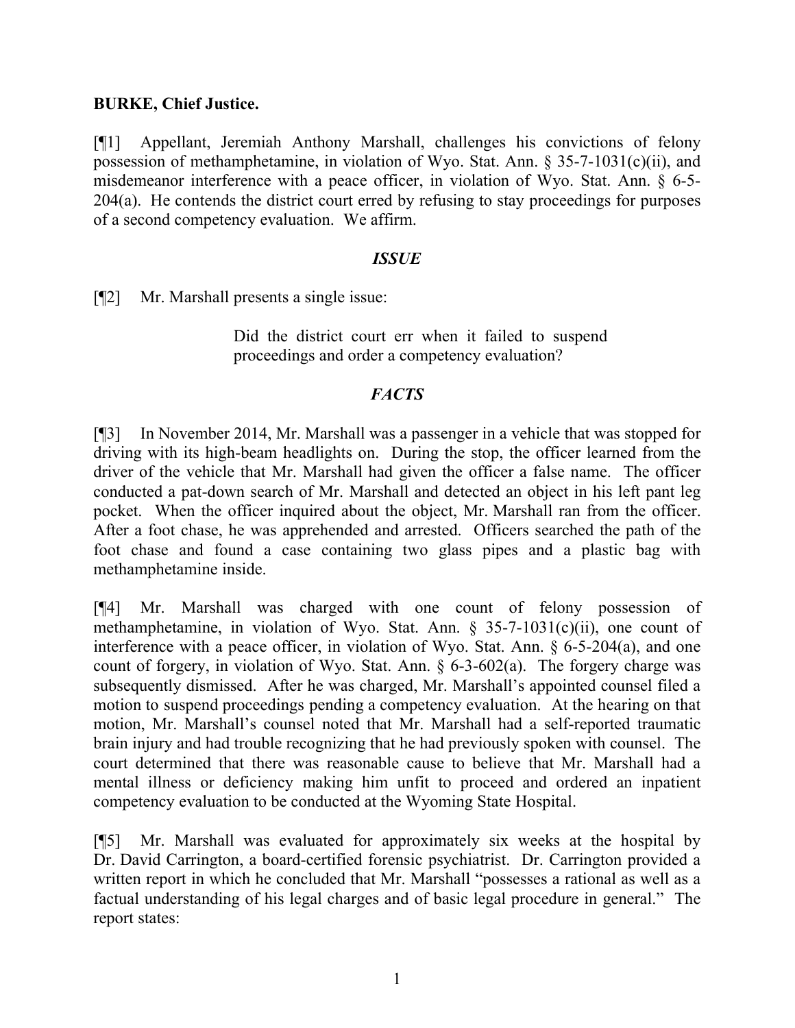**BURKE, Chief Justice.**

[¶1] Appellant, Jeremiah Anthony Marshall, challenges his convictions of felony possession of methamphetamine, in violation of Wyo. Stat. Ann. § 35-7-1031(c)(ii), and misdemeanor interference with a peace officer, in violation of Wyo. Stat. Ann. § 6-5-204(a). He contends the district court erred by refusing to stay proceedings for purposes of a second competency evaluation. We affirm.

### *ISSUE*

[¶2] Mr. Marshall presents a single issue:

> Did the district court err when it failed to suspend proceedings and order a competency evaluation?

### *FACTS*

[¶3] In November 2014, Mr. Marshall was a passenger in a vehicle that was stopped for driving with its high-beam headlights on. During the stop, the officer learned from the driver of the vehicle that Mr. Marshall had given the officer a false name. The officer conducted a pat-down search of Mr. Marshall and detected an object in his left pant leg pocket. When the officer inquired about the object, Mr. Marshall ran from the officer. After a foot chase, he was apprehended and arrested. Officers searched the path of the foot chase and found a case containing two glass pipes and a plastic bag with methamphetamine inside.

[¶4] Mr. Marshall was charged with one count of felony possession of methamphetamine, in violation of Wyo. Stat. Ann. § 35-7-1031(c)(ii), one count of interference with a peace officer, in violation of Wyo. Stat. Ann. § 6-5-204(a), and one count of forgery, in violation of Wyo. Stat. Ann. § 6-3-602(a). The forgery charge was subsequently dismissed. After he was charged, Mr. Marshall's appointed counsel filed a motion to suspend proceedings pending a competency evaluation. At the hearing on that motion, Mr. Marshall's counsel noted that Mr. Marshall had a self-reported traumatic brain injury and had trouble recognizing that he had previously spoken with counsel. The court determined that there was reasonable cause to believe that Mr. Marshall had a mental illness or deficiency making him unfit to proceed and ordered an inpatient competency evaluation to be conducted at the Wyoming State Hospital.

[¶5] Mr. Marshall was evaluated for approximately six weeks at the hospital by Dr. David Carrington, a board-certified forensic psychiatrist. Dr. Carrington provided a written report in which he concluded that Mr. Marshall "possesses a rational as well as a factual understanding of his legal charges and of basic legal procedure in general." The report states: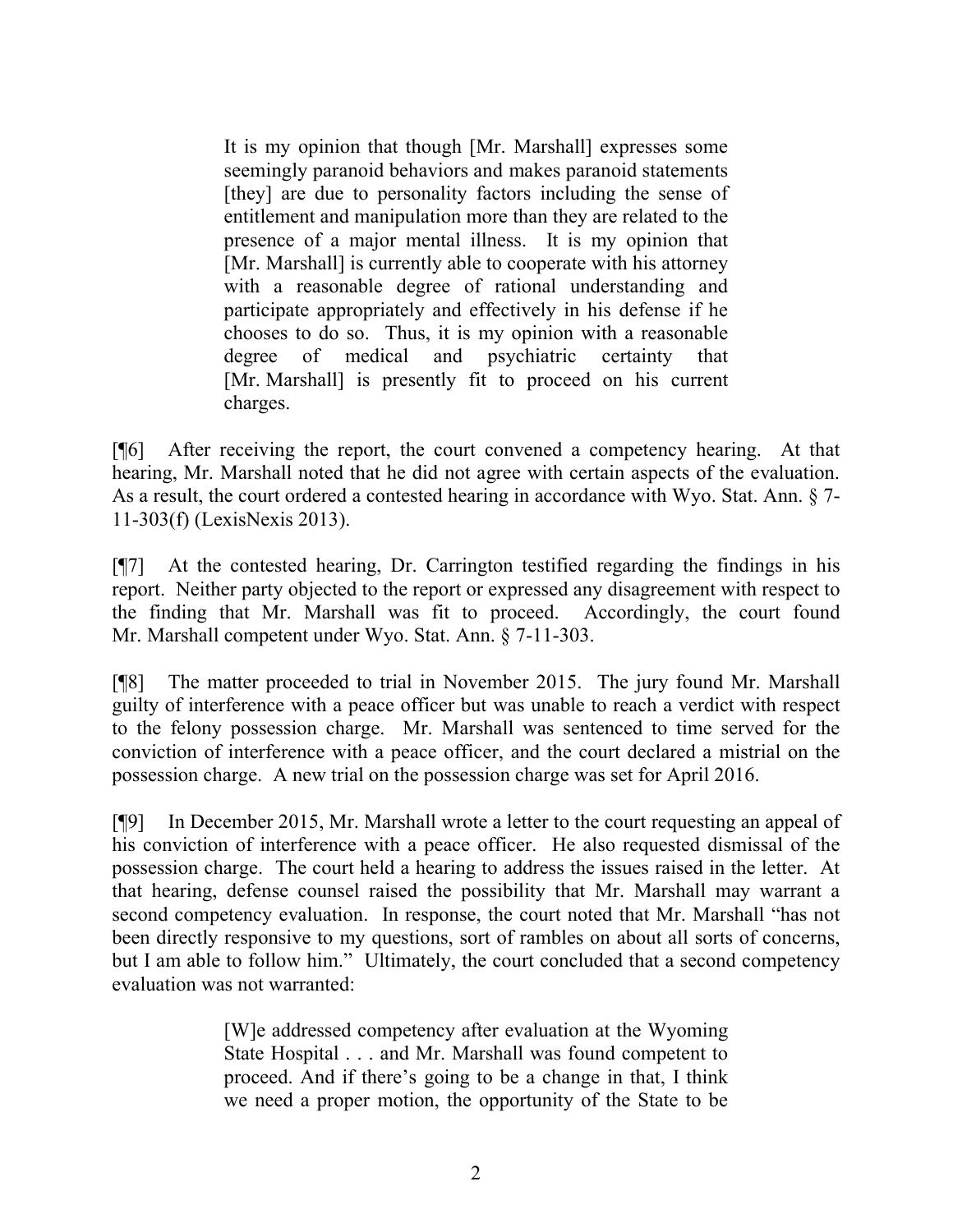> It is my opinion that though [Mr. Marshall] expresses some seemingly paranoid behaviors and makes paranoid statements [they] are due to personality factors including the sense of entitlement and manipulation more than they are related to the presence of a major mental illness. It is my opinion that [Mr. Marshall] is currently able to cooperate with his attorney with a reasonable degree of rational understanding and participate appropriately and effectively in his defense if he chooses to do so. Thus, it is my opinion with a reasonable degree of medical and psychiatric certainty that [Mr. Marshall] is presently fit to proceed on his current charges.

[¶6] After receiving the report, the court convened a competency hearing. At that hearing, Mr. Marshall noted that he did not agree with certain aspects of the evaluation. As a result, the court ordered a contested hearing in accordance with Wyo. Stat. Ann. § 7-11-303(f) (LexisNexis 2013).

[¶7] At the contested hearing, Dr. Carrington testified regarding the findings in his report. Neither party objected to the report or expressed any disagreement with respect to the finding that Mr. Marshall was fit to proceed. Accordingly, the court found Mr. Marshall competent under Wyo. Stat. Ann. § 7-11-303.

[¶8] The matter proceeded to trial in November 2015. The jury found Mr. Marshall guilty of interference with a peace officer but was unable to reach a verdict with respect to the felony possession charge. Mr. Marshall was sentenced to time served for the conviction of interference with a peace officer, and the court declared a mistrial on the possession charge. A new trial on the possession charge was set for April 2016.

[¶9] In December 2015, Mr. Marshall wrote a letter to the court requesting an appeal of his conviction of interference with a peace officer. He also requested dismissal of the possession charge. The court held a hearing to address the issues raised in the letter. At that hearing, defense counsel raised the possibility that Mr. Marshall may warrant a second competency evaluation. In response, the court noted that Mr. Marshall "has not been directly responsive to my questions, sort of rambles on about all sorts of concerns, but I am able to follow him." Ultimately, the court concluded that a second competency evaluation was not warranted:

> [W]e addressed competency after evaluation at the Wyoming State Hospital . . . and Mr. Marshall was found competent to proceed. And if there's going to be a change in that, I think we need a proper motion, the opportunity of the State to be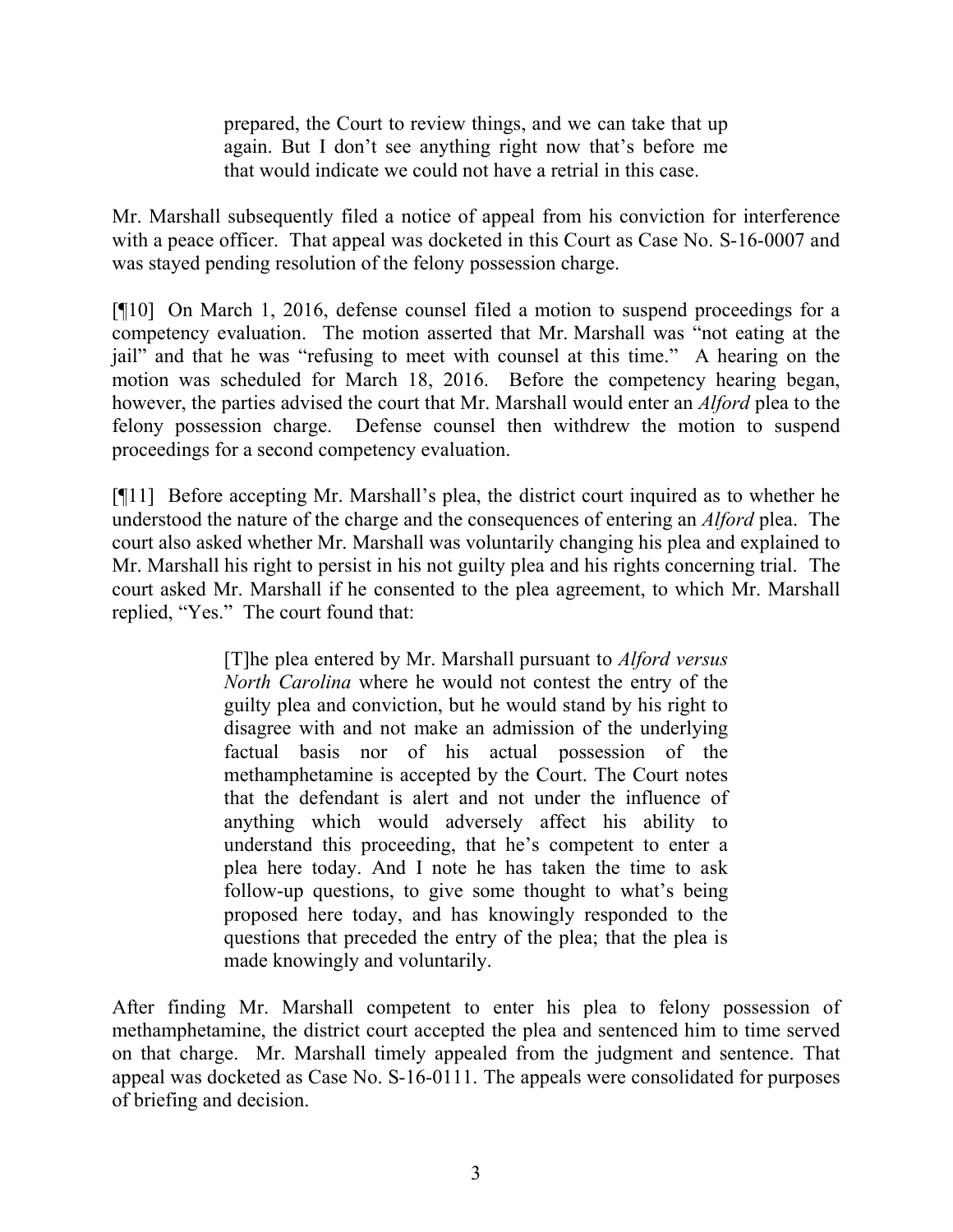> prepared, the Court to review things, and we can take that up again. But I don't see anything right now that's before me that would indicate we could not have a retrial in this case.

Mr. Marshall subsequently filed a notice of appeal from his conviction for interference with a peace officer. That appeal was docketed in this Court as Case No. S-16-0007 and was stayed pending resolution of the felony possession charge.

[¶10] On March 1, 2016, defense counsel filed a motion to suspend proceedings for a competency evaluation. The motion asserted that Mr. Marshall was "not eating at the jail" and that he was "refusing to meet with counsel at this time." A hearing on the motion was scheduled for March 18, 2016. Before the competency hearing began, however, the parties advised the court that Mr. Marshall would enter an *Alford* plea to the felony possession charge. Defense counsel then withdrew the motion to suspend proceedings for a second competency evaluation.

[¶11] Before accepting Mr. Marshall's plea, the district court inquired as to whether he understood the nature of the charge and the consequences of entering an *Alford* plea. The court also asked whether Mr. Marshall was voluntarily changing his plea and explained to Mr. Marshall his right to persist in his not guilty plea and his rights concerning trial. The court asked Mr. Marshall if he consented to the plea agreement, to which Mr. Marshall replied, "Yes." The court found that:

> [T]he plea entered by Mr. Marshall pursuant to *Alford versus North Carolina* where he would not contest the entry of the guilty plea and conviction, but he would stand by his right to disagree with and not make an admission of the underlying factual basis nor of his actual possession of the methamphetamine is accepted by the Court. The Court notes that the defendant is alert and not under the influence of anything which would adversely affect his ability to understand this proceeding, that he's competent to enter a plea here today. And I note he has taken the time to ask follow-up questions, to give some thought to what's being proposed here today, and has knowingly responded to the questions that preceded the entry of the plea; that the plea is made knowingly and voluntarily.

After finding Mr. Marshall competent to enter his plea to felony possession of methamphetamine, the district court accepted the plea and sentenced him to time served on that charge. Mr. Marshall timely appealed from the judgment and sentence. That appeal was docketed as Case No. S-16-0111. The appeals were consolidated for purposes of briefing and decision.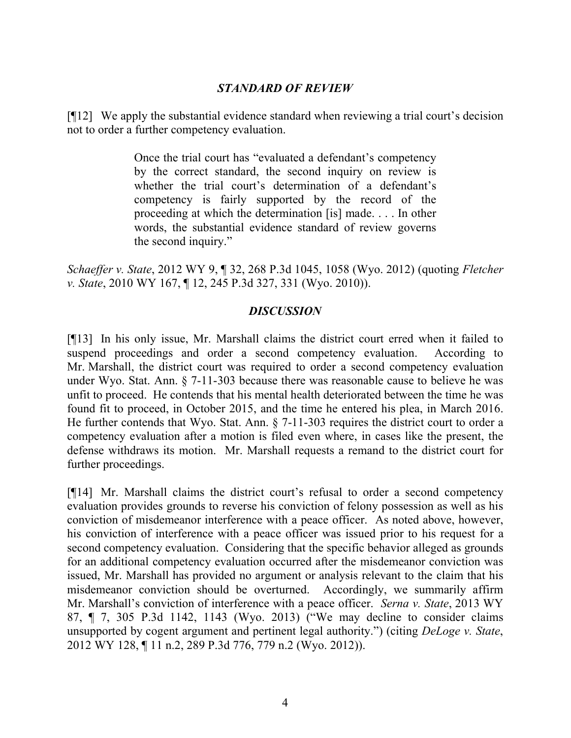### *STANDARD OF REVIEW*

[¶12] We apply the substantial evidence standard when reviewing a trial court's decision not to order a further competency evaluation.

> Once the trial court has "evaluated a defendant's competency by the correct standard, the second inquiry on review is whether the trial court's determination of a defendant's competency is fairly supported by the record of the proceeding at which the determination [is] made. . . . In other words, the substantial evidence standard of review governs the second inquiry."

*Schaeffer v. State*, 2012 WY 9, ¶ 32, 268 P.3d 1045, 1058 (Wyo. 2012) (quoting *Fletcher v. State*, 2010 WY 167, ¶ 12, 245 P.3d 327, 331 (Wyo. 2010)).

### *DISCUSSION*

[¶13] In his only issue, Mr. Marshall claims the district court erred when it failed to suspend proceedings and order a second competency evaluation. According to Mr. Marshall, the district court was required to order a second competency evaluation under Wyo. Stat. Ann. § 7-11-303 because there was reasonable cause to believe he was unfit to proceed. He contends that his mental health deteriorated between the time he was found fit to proceed, in October 2015, and the time he entered his plea, in March 2016. He further contends that Wyo. Stat. Ann. § 7-11-303 requires the district court to order a competency evaluation after a motion is filed even where, in cases like the present, the defense withdraws its motion. Mr. Marshall requests a remand to the district court for further proceedings.

[¶14] Mr. Marshall claims the district court's refusal to order a second competency evaluation provides grounds to reverse his conviction of felony possession as well as his conviction of misdemeanor interference with a peace officer. As noted above, however, his conviction of interference with a peace officer was issued prior to his request for a second competency evaluation. Considering that the specific behavior alleged as grounds for an additional competency evaluation occurred after the misdemeanor conviction was issued, Mr. Marshall has provided no argument or analysis relevant to the claim that his misdemeanor conviction should be overturned. Accordingly, we summarily affirm Mr. Marshall's conviction of interference with a peace officer. *Serna v. State*, 2013 WY 87, ¶ 7, 305 P.3d 1142, 1143 (Wyo. 2013) ("We may decline to consider claims unsupported by cogent argument and pertinent legal authority.") (citing *DeLoge v. State*, 2012 WY 128, ¶ 11 n.2, 289 P.3d 776, 779 n.2 (Wyo. 2012)).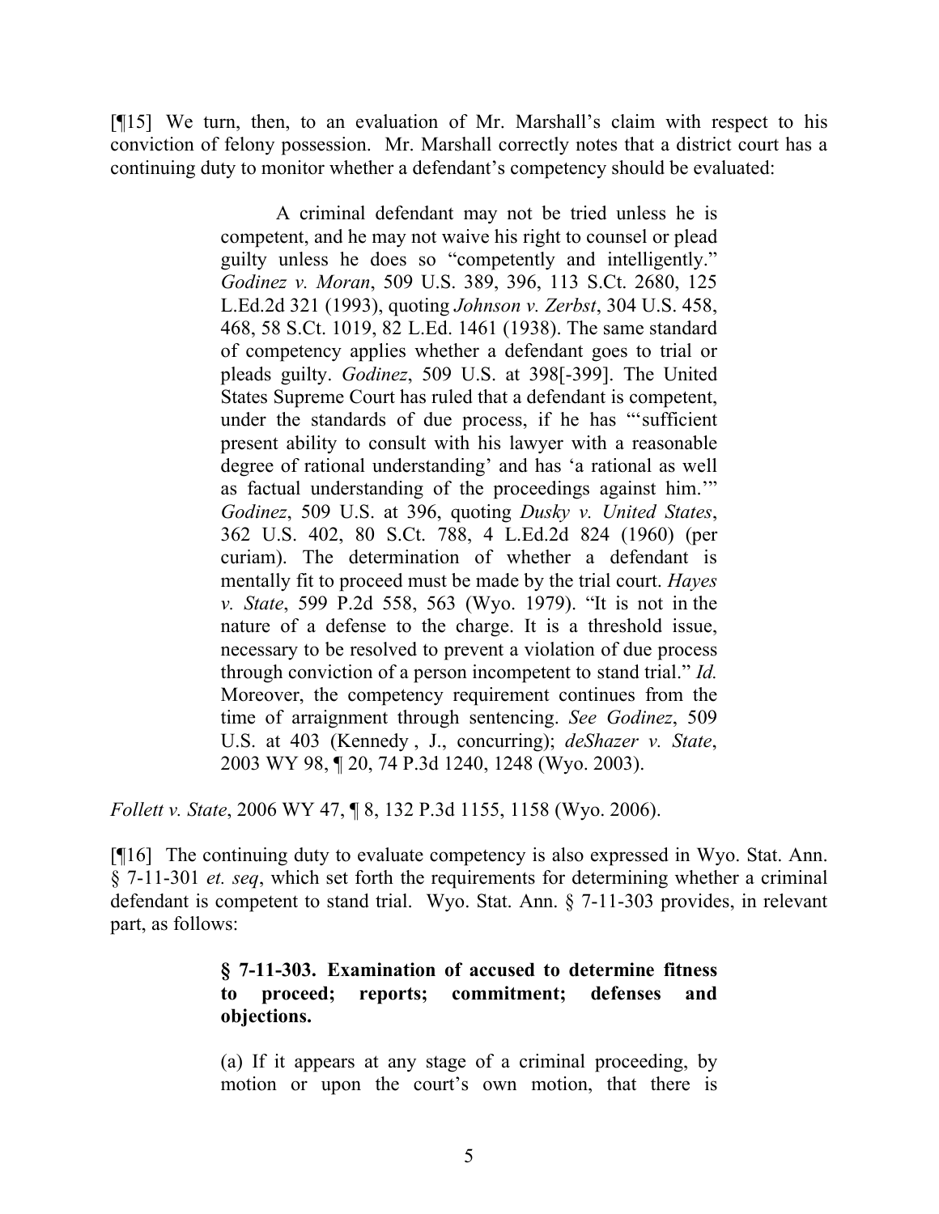[¶15] We turn, then, to an evaluation of Mr. Marshall's claim with respect to his conviction of felony possession. Mr. Marshall correctly notes that a district court has a continuing duty to monitor whether a defendant's competency should be evaluated:

> A criminal defendant may not be tried unless he is competent, and he may not waive his right to counsel or plead guilty unless he does so "competently and intelligently." *Godinez v. Moran*, 509 U.S. 389, 396, 113 S.Ct. 2680, 125 L.Ed.2d 321 (1993), quoting *Johnson v. Zerbst*, 304 U.S. 458, 468, 58 S.Ct. 1019, 82 L.Ed. 1461 (1938). The same standard of competency applies whether a defendant goes to trial or pleads guilty. *Godinez*, 509 U.S. at 398[-399]. The United States Supreme Court has ruled that a defendant is competent, under the standards of due process, if he has "'sufficient present ability to consult with his lawyer with a reasonable degree of rational understanding' and has 'a rational as well as factual understanding of the proceedings against him.'" *Godinez*, 509 U.S. at 396, quoting *Dusky v. United States*, 362 U.S. 402, 80 S.Ct. 788, 4 L.Ed.2d 824 (1960) (per curiam). The determination of whether a defendant is mentally fit to proceed must be made by the trial court. *Hayes v. State*, 599 P.2d 558, 563 (Wyo. 1979). "It is not in the nature of a defense to the charge. It is a threshold issue, necessary to be resolved to prevent a violation of due process through conviction of a person incompetent to stand trial." *Id.* Moreover, the competency requirement continues from the time of arraignment through sentencing. *See Godinez*, 509 U.S. at 403 (Kennedy , J., concurring); *deShazer v. State*, 2003 WY 98, ¶ 20, 74 P.3d 1240, 1248 (Wyo. 2003).

*Follett v. State*, 2006 WY 47, ¶ 8, 132 P.3d 1155, 1158 (Wyo. 2006).

[¶16] The continuing duty to evaluate competency is also expressed in Wyo. Stat. Ann. § 7-11-301 *et. seq*, which set forth the requirements for determining whether a criminal defendant is competent to stand trial. Wyo. Stat. Ann. § 7-11-303 provides, in relevant part, as follows:

> **§ 7-11-303. Examination of accused to determine fitness to proceed; reports; commitment; defenses and objections.**
>
> (a) If it appears at any stage of a criminal proceeding, by motion or upon the court's own motion, that there is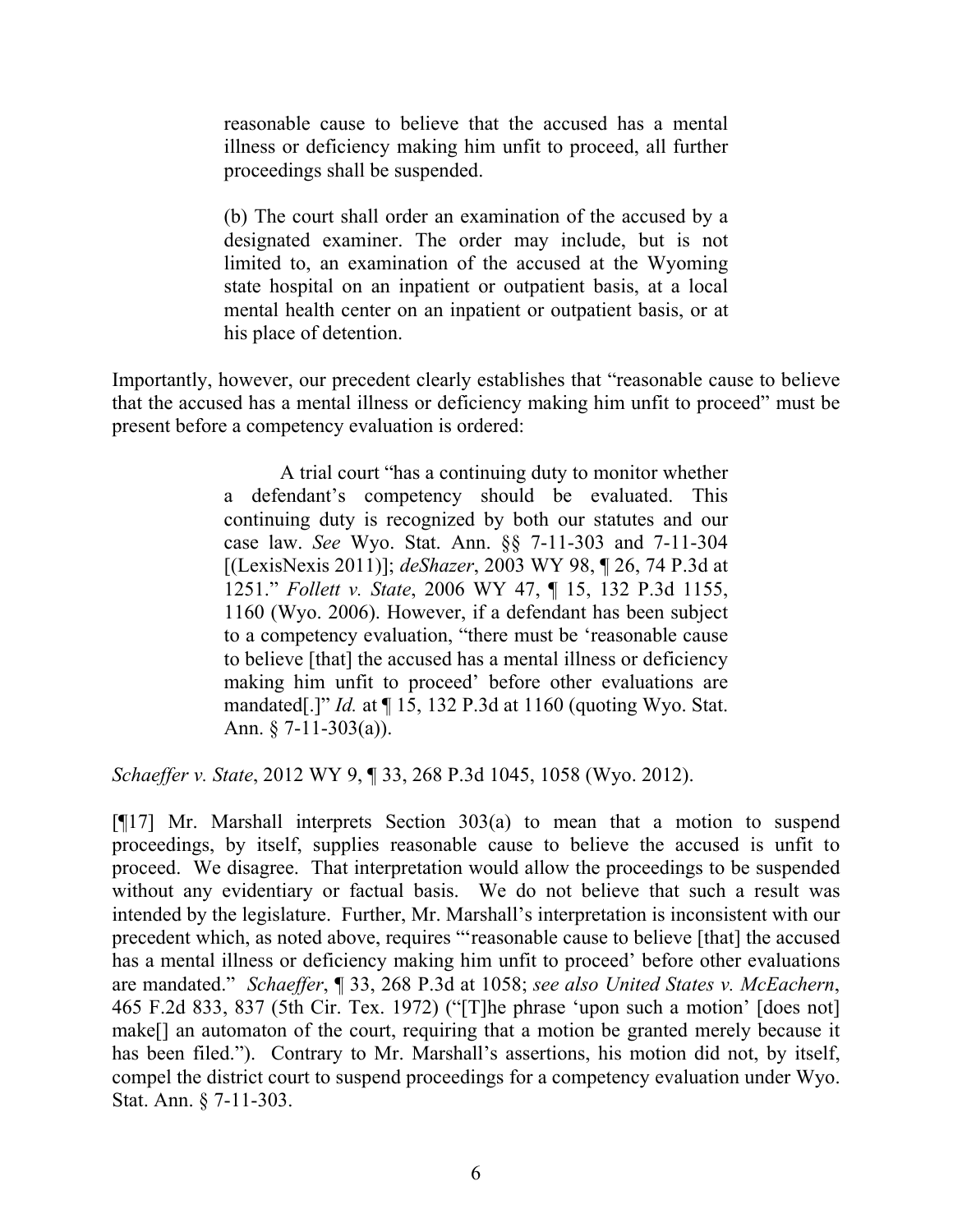> reasonable cause to believe that the accused has a mental illness or deficiency making him unfit to proceed, all further proceedings shall be suspended.
>
> (b) The court shall order an examination of the accused by a designated examiner. The order may include, but is not limited to, an examination of the accused at the Wyoming state hospital on an inpatient or outpatient basis, at a local mental health center on an inpatient or outpatient basis, or at his place of detention.

Importantly, however, our precedent clearly establishes that "reasonable cause to believe that the accused has a mental illness or deficiency making him unfit to proceed" must be present before a competency evaluation is ordered:

> A trial court "has a continuing duty to monitor whether a defendant's competency should be evaluated. This continuing duty is recognized by both our statutes and our case law. *See* Wyo. Stat. Ann. §§ 7-11-303 and 7-11-304 [(LexisNexis 2011)]; *deShazer*, 2003 WY 98, ¶ 26, 74 P.3d at 1251." *Follett v. State*, 2006 WY 47, ¶ 15, 132 P.3d 1155, 1160 (Wyo. 2006). However, if a defendant has been subject to a competency evaluation, "there must be 'reasonable cause to believe [that] the accused has a mental illness or deficiency making him unfit to proceed' before other evaluations are mandated[.]" *Id.* at ¶ 15, 132 P.3d at 1160 (quoting Wyo. Stat. Ann. § 7-11-303(a)).

*Schaeffer v. State*, 2012 WY 9, ¶ 33, 268 P.3d 1045, 1058 (Wyo. 2012).

[¶17] Mr. Marshall interprets Section 303(a) to mean that a motion to suspend proceedings, by itself, supplies reasonable cause to believe the accused is unfit to proceed. We disagree. That interpretation would allow the proceedings to be suspended without any evidentiary or factual basis. We do not believe that such a result was intended by the legislature. Further, Mr. Marshall's interpretation is inconsistent with our precedent which, as noted above, requires "'reasonable cause to believe [that] the accused has a mental illness or deficiency making him unfit to proceed' before other evaluations are mandated." *Schaeffer*, ¶ 33, 268 P.3d at 1058; *see also United States v. McEachern*, 465 F.2d 833, 837 (5th Cir. Tex. 1972) ("[T]he phrase 'upon such a motion' [does not] make[] an automaton of the court, requiring that a motion be granted merely because it has been filed."). Contrary to Mr. Marshall's assertions, his motion did not, by itself, compel the district court to suspend proceedings for a competency evaluation under Wyo. Stat. Ann. § 7-11-303.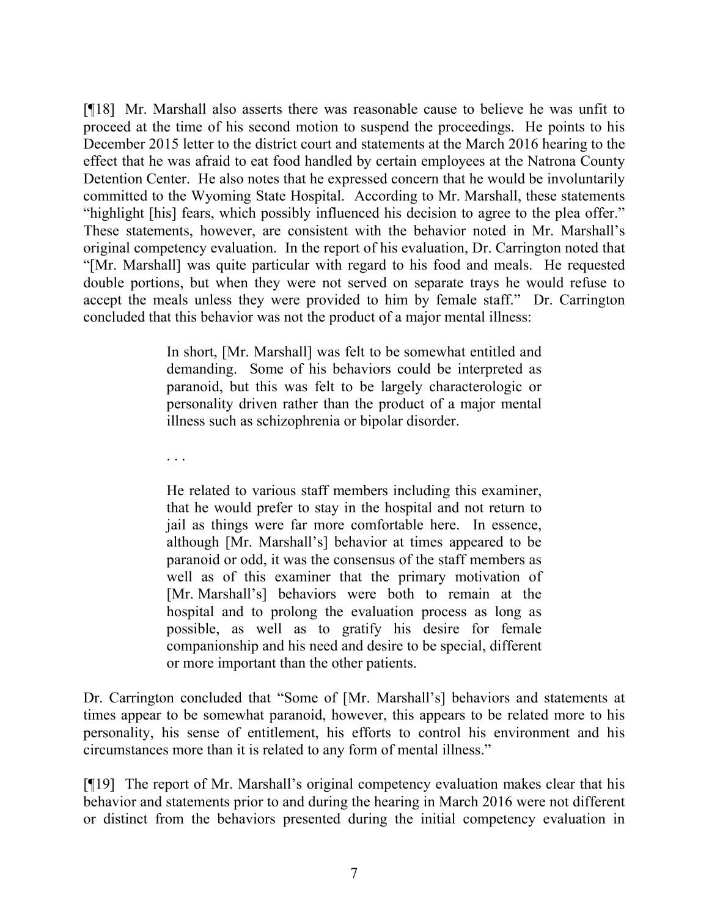[¶18] Mr. Marshall also asserts there was reasonable cause to believe he was unfit to proceed at the time of his second motion to suspend the proceedings. He points to his December 2015 letter to the district court and statements at the March 2016 hearing to the effect that he was afraid to eat food handled by certain employees at the Natrona County Detention Center. He also notes that he expressed concern that he would be involuntarily committed to the Wyoming State Hospital. According to Mr. Marshall, these statements "highlight [his] fears, which possibly influenced his decision to agree to the plea offer." These statements, however, are consistent with the behavior noted in Mr. Marshall's original competency evaluation. In the report of his evaluation, Dr. Carrington noted that "[Mr. Marshall] was quite particular with regard to his food and meals. He requested double portions, but when they were not served on separate trays he would refuse to accept the meals unless they were provided to him by female staff." Dr. Carrington concluded that this behavior was not the product of a major mental illness:

> In short, [Mr. Marshall] was felt to be somewhat entitled and demanding. Some of his behaviors could be interpreted as paranoid, but this was felt to be largely characterologic or personality driven rather than the product of a major mental illness such as schizophrenia or bipolar disorder.
>
> . . .
>
> He related to various staff members including this examiner, that he would prefer to stay in the hospital and not return to jail as things were far more comfortable here. In essence, although [Mr. Marshall's] behavior at times appeared to be paranoid or odd, it was the consensus of the staff members as well as of this examiner that the primary motivation of [Mr. Marshall's] behaviors were both to remain at the hospital and to prolong the evaluation process as long as possible, as well as to gratify his desire for female companionship and his need and desire to be special, different or more important than the other patients.

Dr. Carrington concluded that "Some of [Mr. Marshall's] behaviors and statements at times appear to be somewhat paranoid, however, this appears to be related more to his personality, his sense of entitlement, his efforts to control his environment and his circumstances more than it is related to any form of mental illness."

[¶19] The report of Mr. Marshall's original competency evaluation makes clear that his behavior and statements prior to and during the hearing in March 2016 were not different or distinct from the behaviors presented during the initial competency evaluation in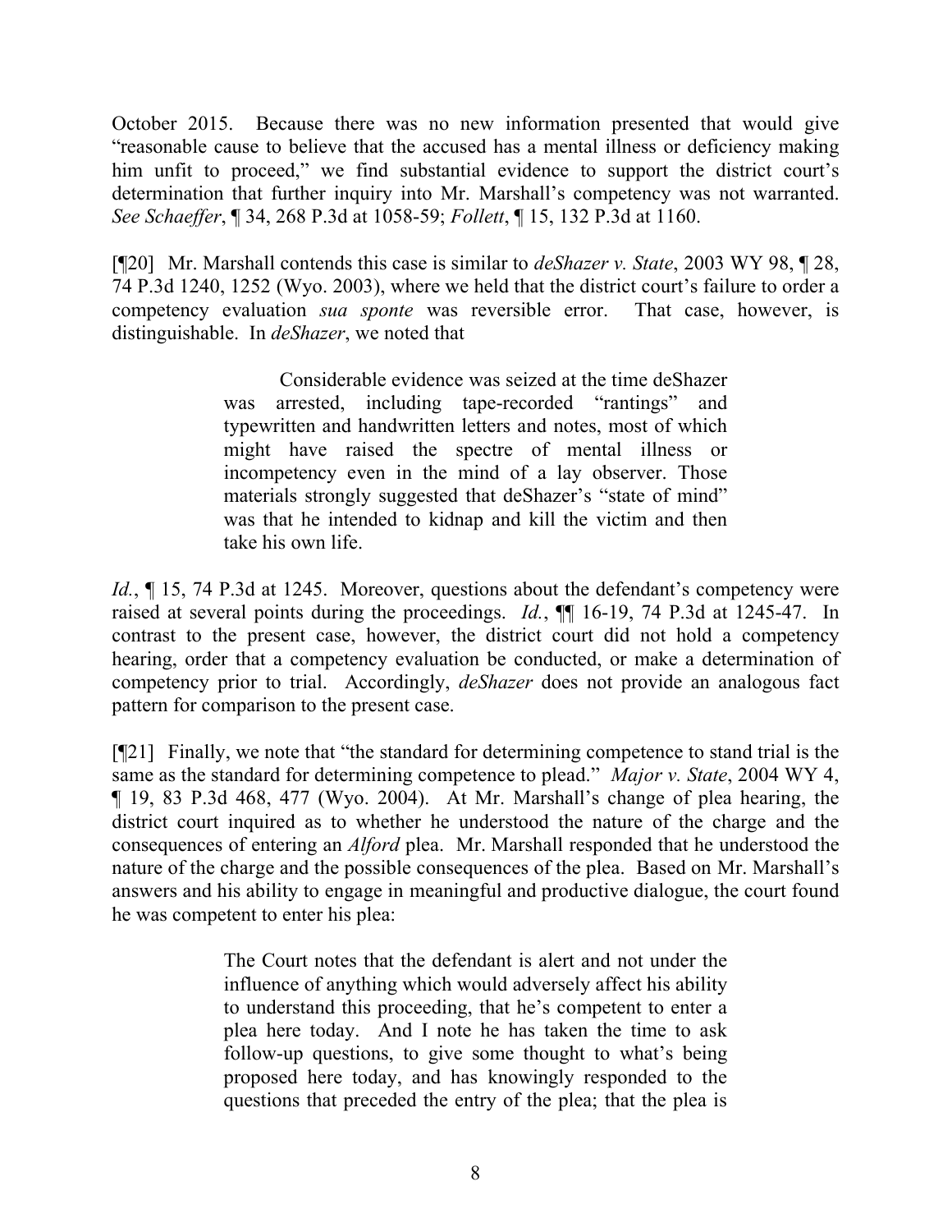October 2015. Because there was no new information presented that would give "reasonable cause to believe that the accused has a mental illness or deficiency making him unfit to proceed," we find substantial evidence to support the district court's determination that further inquiry into Mr. Marshall's competency was not warranted. *See Schaeffer*, ¶ 34, 268 P.3d at 1058-59; *Follett*, ¶ 15, 132 P.3d at 1160.

[¶20] Mr. Marshall contends this case is similar to *deShazer v. State*, 2003 WY 98, ¶ 28, 74 P.3d 1240, 1252 (Wyo. 2003), where we held that the district court's failure to order a competency evaluation *sua sponte* was reversible error. That case, however, is distinguishable. In *deShazer*, we noted that

> Considerable evidence was seized at the time deShazer was arrested, including tape-recorded "rantings" and typewritten and handwritten letters and notes, most of which might have raised the spectre of mental illness or incompetency even in the mind of a lay observer. Those materials strongly suggested that deShazer's "state of mind" was that he intended to kidnap and kill the victim and then take his own life.

*Id.*, ¶ 15, 74 P.3d at 1245. Moreover, questions about the defendant's competency were raised at several points during the proceedings. *Id.*, ¶¶ 16-19, 74 P.3d at 1245-47. In contrast to the present case, however, the district court did not hold a competency hearing, order that a competency evaluation be conducted, or make a determination of competency prior to trial. Accordingly, *deShazer* does not provide an analogous fact pattern for comparison to the present case.

[¶21] Finally, we note that "the standard for determining competence to stand trial is the same as the standard for determining competence to plead." *Major v. State*, 2004 WY 4, ¶ 19, 83 P.3d 468, 477 (Wyo. 2004). At Mr. Marshall's change of plea hearing, the district court inquired as to whether he understood the nature of the charge and the consequences of entering an *Alford* plea. Mr. Marshall responded that he understood the nature of the charge and the possible consequences of the plea. Based on Mr. Marshall's answers and his ability to engage in meaningful and productive dialogue, the court found he was competent to enter his plea:

> The Court notes that the defendant is alert and not under the influence of anything which would adversely affect his ability to understand this proceeding, that he's competent to enter a plea here today. And I note he has taken the time to ask follow-up questions, to give some thought to what's being proposed here today, and has knowingly responded to the questions that preceded the entry of the plea; that the plea is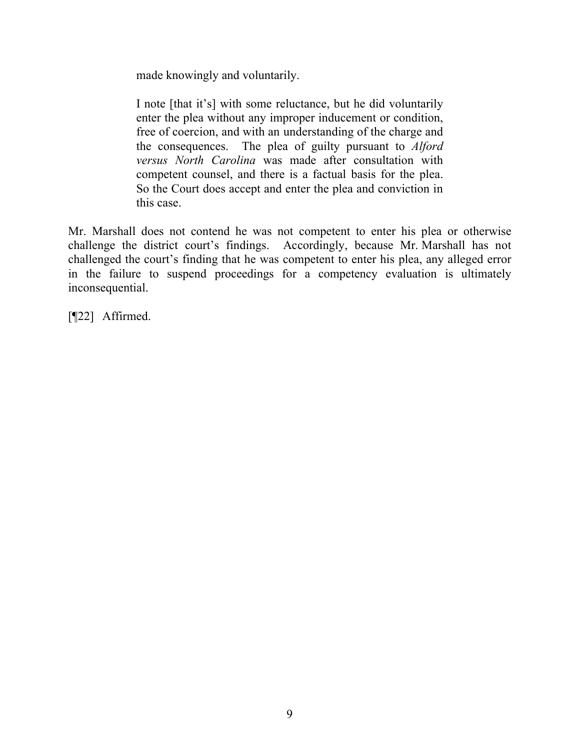> made knowingly and voluntarily.
>
> I note [that it's] with some reluctance, but he did voluntarily enter the plea without any improper inducement or condition, free of coercion, and with an understanding of the charge and the consequences. The plea of guilty pursuant to *Alford versus North Carolina* was made after consultation with competent counsel, and there is a factual basis for the plea. So the Court does accept and enter the plea and conviction in this case.

Mr. Marshall does not contend he was not competent to enter his plea or otherwise challenge the district court's findings. Accordingly, because Mr. Marshall has not challenged the court's finding that he was competent to enter his plea, any alleged error in the failure to suspend proceedings for a competency evaluation is ultimately inconsequential.

[¶22] Affirmed.